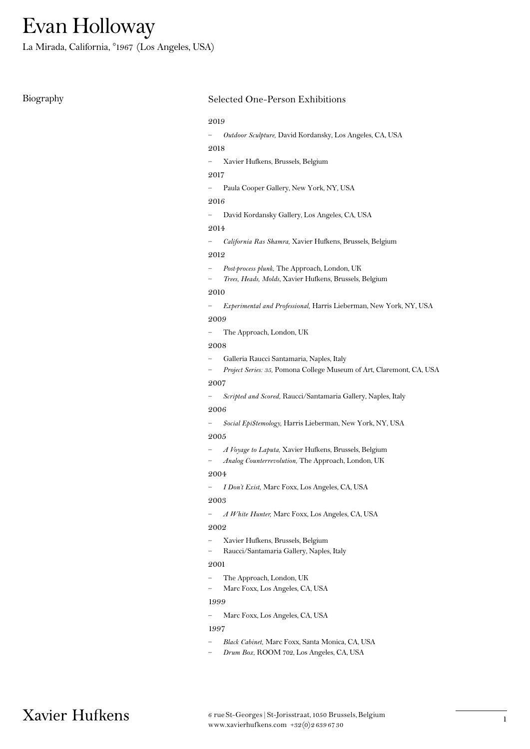# Evan Holloway

La Mirada, California, °1967 (Los Angeles, USA)

## Biography

### Selected One-Person Exhibitions

2019

- *Outdoor Sculpture,* David Kordansky, Los Angeles, CA, USA

2018

- Xavier Hufkens, Brussels, Belgium

2017

- Paula Cooper Gallery, New York, NY, USA

2016

- David Kordansky Gallery, Los Angeles, CA, USA

2014

- *California Ras Shamra,* Xavier Hufkens, Brussels, Belgium

2012

- *Post-process plunk,* The Approach, London, UK
- *Trees, Heads, Molds*, Xavier Hufkens, Brussels, Belgium

2010

- *Experimental and Professional,* Harris Lieberman, New York, NY, USA

2009

- The Approach, London, UK

2008

- Galleria Raucci Santamaria, Naples, Italy
- *Project Series: 35,* Pomona College Museum of Art, Claremont, CA, USA

2007

- *Scripted and Scored,* Raucci/Santamaria Gallery, Naples, Italy

2006

- *$ocial Epi$temology,* Harris Lieberman, New York, NY, USA

2005

- *A Voyage to Laputa,* Xavier Hufkens, Brussels, Belgium
- *Analog Counterrevolution,* The Approach, London, UK

2004

- *I Don't Exist,* Marc Foxx, Los Angeles, CA, USA

2003

- *A White Hunter,* Marc Foxx, Los Angeles, CA, USA

2002

- Xavier Hufkens, Brussels, Belgium
- Raucci/Santamaria Gallery, Naples, Italy

2001

- The Approach, London, UK
- Marc Foxx, Los Angeles, CA, USA

1999

- Marc Foxx, Los Angeles, CA, USA

1997

- *Black Cabinet,* Marc Foxx, Santa Monica, CA, USA
- *Drum Box,* ROOM 702, Los Angeles, CA, USA

Xavier Hufkens

6 rue St-Georges | St-Jorisstraat, 1050 Brussels, Belgium
www.xavierhufkens.com +32(0)2 639 67 30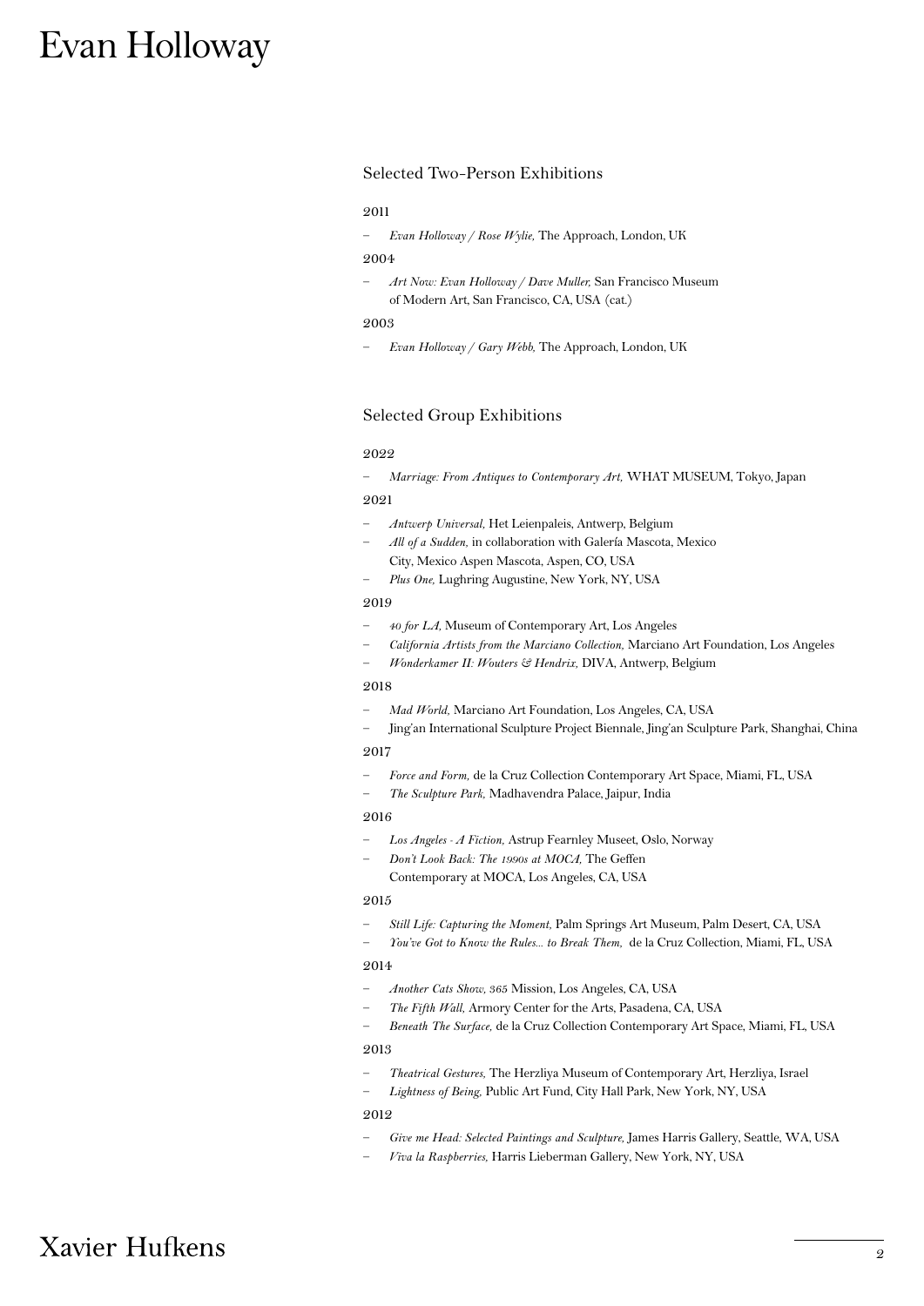## Selected Two-Person Exhibitions

2011

- *Evan Holloway / Rose Wylie,* The Approach, London, UK

2004

- *Art Now: Evan Holloway / Dave Muller,* San Francisco Museum of Modern Art, San Francisco, CA, USA (cat.)

2003

- *Evan Holloway / Gary Webb,* The Approach, London, UK

## Selected Group Exhibitions

2022

- *Marriage: From Antiques to Contemporary Art,* WHAT MUSEUM, Tokyo, Japan

2021

- *Antwerp Universal,* Het Leienpaleis, Antwerp, Belgium
- *All of a Sudden,* in collaboration with Galería Mascota, Mexico City, Mexico Aspen Mascota, Aspen, CO, USA
- *Plus One,* Lughring Augustine, New York, NY, USA

2019

- *40 for LA,* Museum of Contemporary Art, Los Angeles
- *California Artists from the Marciano Collection,* Marciano Art Foundation, Los Angeles
- *Wonderkamer II: Wouters & Hendrix,* DIVA, Antwerp, Belgium

2018

- *Mad World,* Marciano Art Foundation, Los Angeles, CA, USA
- Jing'an International Sculpture Project Biennale, Jing'an Sculpture Park, Shanghai, China

2017

- *Force and Form,* de la Cruz Collection Contemporary Art Space, Miami, FL, USA
- *The Sculpture Park,* Madhavendra Palace, Jaipur, India

2016

- *Los Angeles - A Fiction,* Astrup Fearnley Museet, Oslo, Norway
- *Don't Look Back: The 1990s at MOCA,* The Geffen Contemporary at MOCA, Los Angeles, CA, USA

2015

- *Still Life: Capturing the Moment,* Palm Springs Art Museum, Palm Desert, CA, USA
- *You've Got to Know the Rules... to Break Them,* de la Cruz Collection, Miami, FL, USA

2014

- *Another Cats Show,* 365 Mission, Los Angeles, CA, USA
- *The Fifth Wall,* Armory Center for the Arts, Pasadena, CA, USA
- *Beneath The Surface,* de la Cruz Collection Contemporary Art Space, Miami, FL, USA

2013

- *Theatrical Gestures,* The Herzliya Museum of Contemporary Art, Herzliya, Israel
- *Lightness of Being,* Public Art Fund, City Hall Park, New York, NY, USA

2012

- *Give me Head: Selected Paintings and Sculpture,* James Harris Gallery, Seattle, WA, USA
- *Viva la Raspberries,* Harris Lieberman Gallery, New York, NY, USA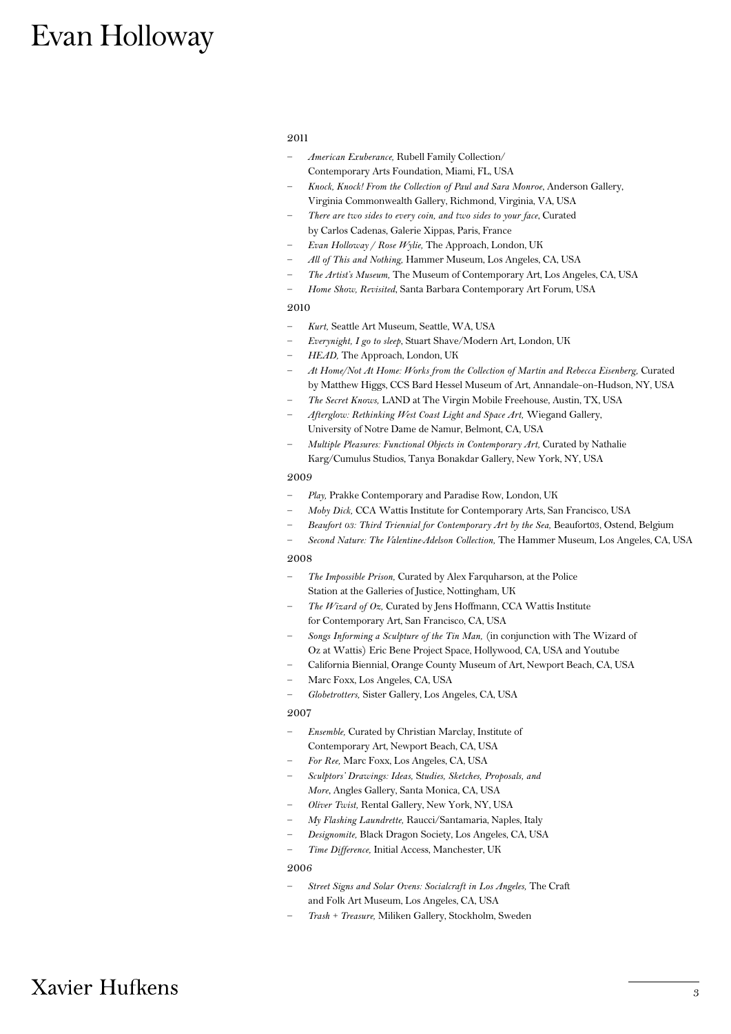## 2011

- *American Exuberance,* Rubell Family Collection/ Contemporary Arts Foundation, Miami, FL, USA
- *Knock, Knock! From the Collection of Paul and Sara Monroe*, Anderson Gallery, Virginia Commonwealth Gallery, Richmond, Virginia, VA, USA
- *There are two sides to every coin, and two sides to your face*, Curated by Carlos Cadenas, Galerie Xippas, Paris, France
- *Evan Holloway / Rose Wylie,* The Approach, London, UK
- *All of This and Nothing,* Hammer Museum, Los Angeles, CA, USA
- *The Artist's Museum,* The Museum of Contemporary Art, Los Angeles, CA, USA
- *Home Show, Revisited*, Santa Barbara Contemporary Art Forum, USA

## 2010

- *Kurt,* Seattle Art Museum, Seattle, WA, USA
- *Everynight, I go to sleep*, Stuart Shave/Modern Art, London, UK
- *HEAD,* The Approach, London, UK
- *At Home/Not At Home: Works from the Collection of Martin and Rebecca Eisenberg,* Curated by Matthew Higgs, CCS Bard Hessel Museum of Art, Annandale-on-Hudson, NY, USA
- *The Secret Knows,* LAND at The Virgin Mobile Freehouse, Austin, TX, USA
- *Afterglow: Rethinking West Coast Light and Space Art,* Wiegand Gallery, University of Notre Dame de Namur, Belmont, CA, USA
- *Multiple Pleasures: Functional Objects in Contemporary Art,* Curated by Nathalie Karg/Cumulus Studios, Tanya Bonakdar Gallery, New York, NY, USA

## 2009

- *Play,* Prakke Contemporary and Paradise Row, London, UK
- *Moby Dick,* CCA Wattis Institute for Contemporary Arts, San Francisco, USA
- *Beaufort 03: Third Triennial for Contemporary Art by the Sea,* Beaufort03, Ostend, Belgium
- *Second Nature: The Valentine-Adelson Collection,* The Hammer Museum, Los Angeles, CA, USA

## 2008

- *The Impossible Prison,* Curated by Alex Farquharson, at the Police Station at the Galleries of Justice, Nottingham, UK
- *The Wizard of Oz,* Curated by Jens Hoffmann, CCA Wattis Institute for Contemporary Art, San Francisco, CA, USA
- *Songs Informing a Sculpture of the Tin Man,* (in conjunction with The Wizard of Oz at Wattis) Eric Bene Project Space, Hollywood, CA, USA and Youtube
- California Biennial, Orange County Museum of Art, Newport Beach, CA, USA
- Marc Foxx, Los Angeles, CA, USA
- *Globetrotters,* Sister Gallery, Los Angeles, CA, USA

## 2007

- *Ensemble,* Curated by Christian Marclay, Institute of Contemporary Art, Newport Beach, CA, USA
- *For Ree,* Marc Foxx, Los Angeles, CA, USA
- *Sculptors' Drawings: Ideas, Studies, Sketches, Proposals, and More*, Angles Gallery, Santa Monica, CA, USA
- *Oliver Twist,* Rental Gallery, New York, NY, USA
- *My Flashing Laundrette,* Raucci/Santamaria, Naples, Italy
- *Designomite,* Black Dragon Society, Los Angeles, CA, USA
- *Time Difference,* Initial Access, Manchester, UK

## 2006

- *Street Signs and Solar Ovens: Socialcraft in Los Angeles,* The Craft and Folk Art Museum, Los Angeles, CA, USA
- *Trash + Treasure,* Miliken Gallery, Stockholm, Sweden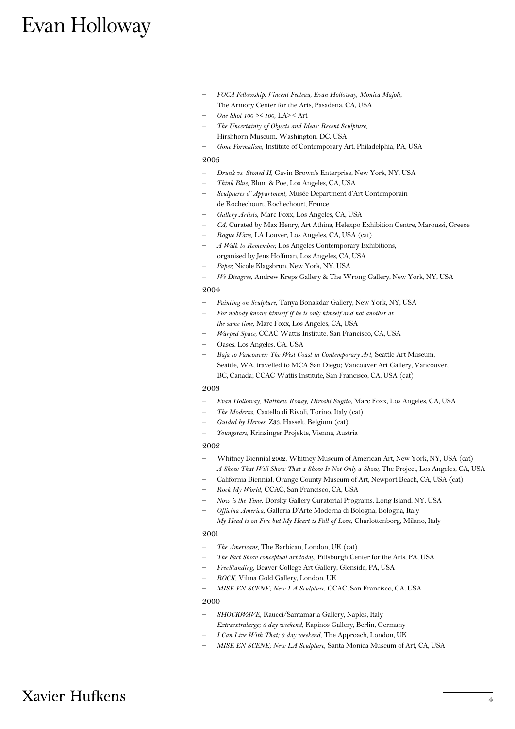- *FOCA Fellowship: Vincent Fecteau, Evan Holloway, Monica Majoli*, The Armory Center for the Arts, Pasadena, CA, USA
- *One Shot 100 >< 100,* LA><Art
- *The Uncertainty of Objects and Ideas: Recent Sculpture,* Hirshhorn Museum, Washington, DC, USA
- *Gone Formalism,* Institute of Contemporary Art, Philadelphia, PA, USA

2005

- *Drunk vs. Stoned II,* Gavin Brown's Enterprise, New York, NY, USA
- *Think Blue,* Blum & Poe, Los Angeles, CA, USA
- *Sculptures d' Appartment,* Musée Department d'Art Contemporain de Rochechourt, Rochechourt, France
- *Gallery Artists,* Marc Foxx, Los Angeles, CA, USA
- *CA,* Curated by Max Henry, Art Athina, Helexpo Exhibition Centre, Maroussi, Greece
- *Rogue Wave,* LA Louver, Los Angeles, CA, USA (cat)
- *A Walk to Remember,* Los Angeles Contemporary Exhibitions, organised by Jens Hoffman, Los Angeles, CA, USA
- *Paper,* Nicole Klagsbrun, New York, NY, USA
- *We Disagree,* Andrew Kreps Gallery & The Wrong Gallery, New York, NY, USA

2004

- *Painting on Sculpture,* Tanya Bonakdar Gallery, New York, NY, USA
- *For nobody knows himself if he is only himself and not another at the same time,* Marc Foxx, Los Angeles, CA, USA
- *Warped Space,* CCAC Wattis Institute, San Francisco, CA, USA
- Oases, Los Angeles, CA, USA
- *Baja to Vancouver: The West Coast in Contemporary Art,* Seattle Art Museum, Seattle, WA, travelled to MCA San Diego; Vancouver Art Gallery, Vancouver, BC, Canada; CCAC Wattis Institute, San Francisco, CA, USA (cat)

2003

- *Evan Holloway, Matthew Ronay, Hiroshi Sugito*, Marc Foxx, Los Angeles, CA, USA
- *The Moderns,* Castello di Rivoli, Torino, Italy (cat)
- *Guided by Heroes,* Z33, Hasselt, Belgium (cat)
- *Youngstars,* Krinzinger Projekte, Vienna, Austria

2002

- Whitney Biennial 2002, Whitney Museum of American Art, New York, NY, USA (cat)
- *A Show That Will Show That a Show Is Not Only a Show,* The Project, Los Angeles, CA, USA
- California Biennial, Orange County Museum of Art, Newport Beach, CA, USA (cat)
- *Rock My World,* CCAC, San Francisco, CA, USA
- *Now is the Time,* Dorsky Gallery Curatorial Programs, Long Island, NY, USA
- *Officina America,* Galleria D'Arte Moderna di Bologna, Bologna, Italy
- *My Head is on Fire but My Heart is Full of Love,* Charlottenborg, Milano, Italy

2001

- *The Americans,* The Barbican, London, UK (cat)
- *The Fact Show conceptual art today,* Pittsburgh Center for the Arts, PA, USA
- *FreeStanding,* Beaver College Art Gallery, Glenside, PA, USA
- *ROCK,* Vilma Gold Gallery, London, UK
- *MISE EN SCENE; New LA Sculpture,* CCAC, San Francisco, CA, USA

2000

- *SHOCKWAVE,* Raucci/Santamaria Gallery, Naples, Italy
- *Extraextralarge; 3 day weekend,* Kapinos Gallery, Berlin, Germany
- *I Can Live With That; 3 day weekend,* The Approach, London, UK
- *MISE EN SCENE; New LA Sculpture,* Santa Monica Museum of Art, CA, USA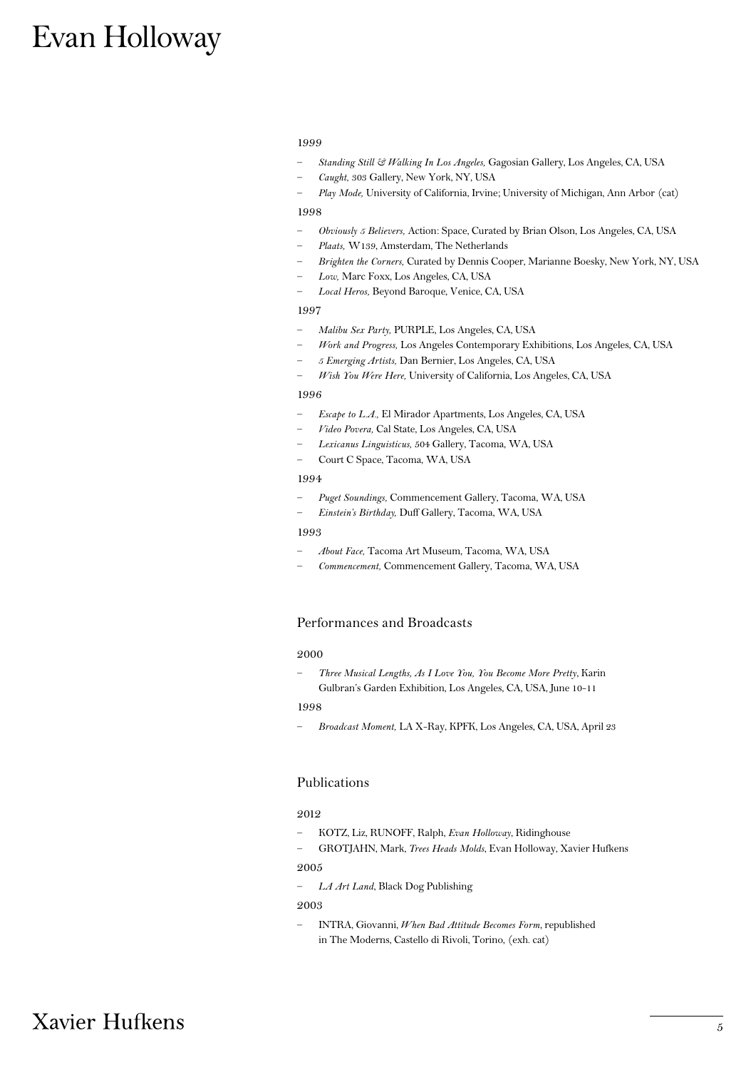1999

- *Standing Still & Walking In Los Angeles,* Gagosian Gallery, Los Angeles, CA, USA
- *Caught,* 303 Gallery, New York, NY, USA
- *Play Mode,* University of California, Irvine; University of Michigan, Ann Arbor (cat)

1998

- *Obviously 5 Believers,* Action: Space, Curated by Brian Olson, Los Angeles, CA, USA
- *Plaats,* W139, Amsterdam, The Netherlands
- *Brighten the Corners,* Curated by Dennis Cooper, Marianne Boesky, New York, NY, USA
- *Low,* Marc Foxx, Los Angeles, CA, USA
- *Local Heros,* Beyond Baroque, Venice, CA, USA

1997

- *Malibu Sex Party,* PURPLE, Los Angeles, CA, USA
- *Work and Progress,* Los Angeles Contemporary Exhibitions, Los Angeles, CA, USA
- *5 Emerging Artists,* Dan Bernier, Los Angeles, CA, USA
- *Wish You Were Here,* University of California, Los Angeles, CA, USA

1996

- *Escape to L.A.,* El Mirador Apartments, Los Angeles, CA, USA
- *Video Povera,* Cal State, Los Angeles, CA, USA
- *Lexicanus Linguisticus,* 504 Gallery, Tacoma, WA, USA
- Court C Space, Tacoma, WA, USA

1994

- *Puget Soundings,* Commencement Gallery, Tacoma, WA, USA
- *Einstein's Birthday,* Duff Gallery, Tacoma, WA, USA

1993

- *About Face,* Tacoma Art Museum, Tacoma, WA, USA
- *Commencement,* Commencement Gallery, Tacoma, WA, USA

## Performances and Broadcasts

2000

- *Three Musical Lengths, As I Love You, You Become More Pretty*, Karin Gulbran's Garden Exhibition, Los Angeles, CA, USA, June 10-11

1998

- *Broadcast Moment,* LA X-Ray, KPFK, Los Angeles, CA, USA, April 23

## Publications

2012

- KOTZ, Liz, RUNOFF, Ralph, *Evan Holloway*, Ridinghouse
- GROTJAHN, Mark, *Trees Heads Molds*, Evan Holloway, Xavier Hufkens

2005

- *LA Art Land*, Black Dog Publishing

2003

- INTRA, Giovanni, *When Bad Attitude Becomes Form*, republished in The Moderns, Castello di Rivoli, Torino, (exh. cat)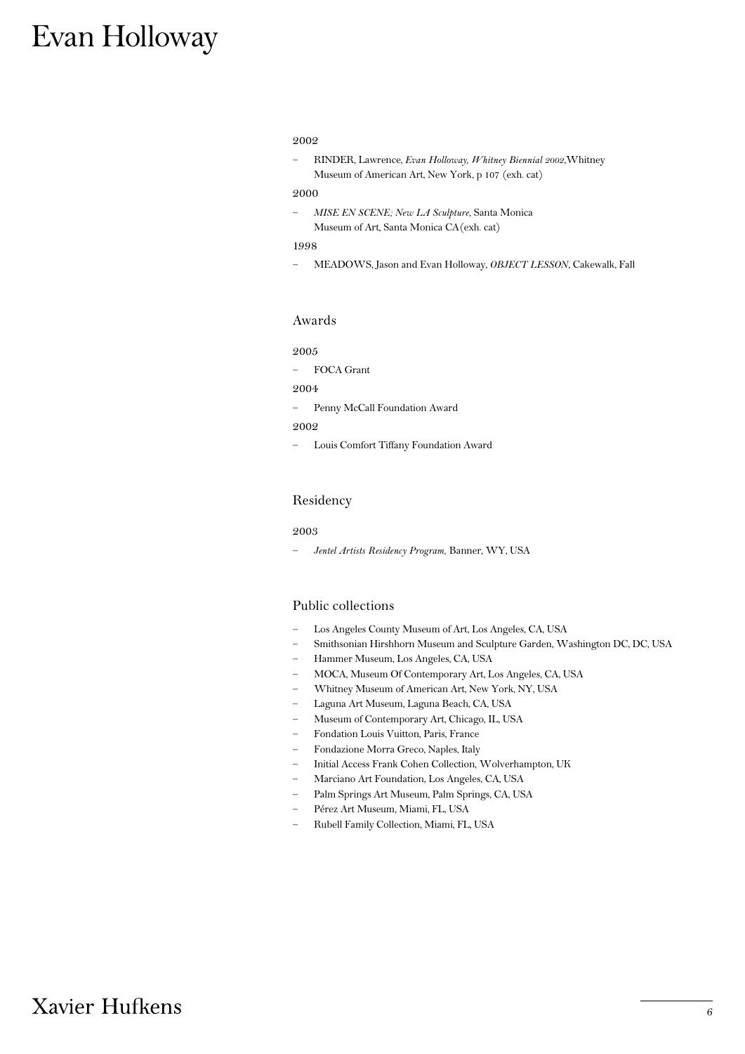2002

- RINDER, Lawrence, *Evan Holloway, Whitney Biennial 2002*, Whitney Museum of American Art, New York, p 107 (exh. cat)

2000

- *MISE EN SCENE; New LA Sculpture*, Santa Monica Museum of Art, Santa Monica CA (exh. cat)

1998

- MEADOWS, Jason and Evan Holloway, *OBJECT LESSON*, Cakewalk, Fall

## Awards

2005

- FOCA Grant

2004

- Penny McCall Foundation Award

2002

- Louis Comfort Tiffany Foundation Award

## Residency

2003

- *Jentel Artists Residency Program,* Banner, WY, USA

## Public collections

- Los Angeles County Museum of Art, Los Angeles, CA, USA
- Smithsonian Hirshhorn Museum and Sculpture Garden, Washington DC, DC, USA
- Hammer Museum, Los Angeles, CA, USA
- MOCA, Museum Of Contemporary Art, Los Angeles, CA, USA
- Whitney Museum of American Art, New York, NY, USA
- Laguna Art Museum, Laguna Beach, CA, USA
- Museum of Contemporary Art, Chicago, IL, USA
- Fondation Louis Vuitton, Paris, France
- Fondazione Morra Greco, Naples, Italy
- Initial Access Frank Cohen Collection, Wolverhampton, UK
- Marciano Art Foundation, Los Angeles, CA, USA
- Palm Springs Art Museum, Palm Springs, CA, USA
- Pérez Art Museum, Miami, FL, USA
- Rubell Family Collection, Miami, FL, USA